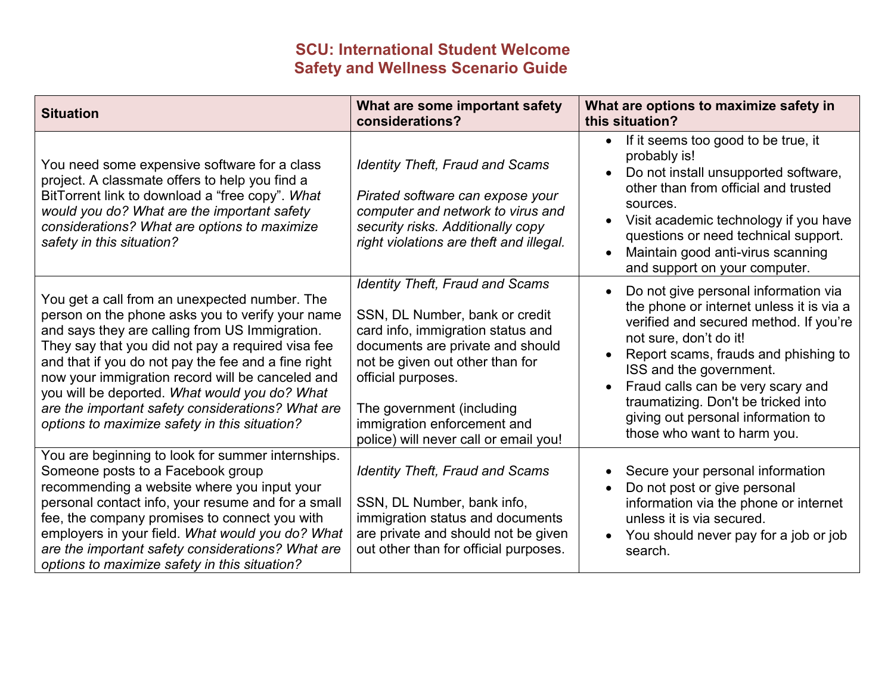# SCU: International Student Welcome
# Safety and Wellness Scenario Guide

| Situation | What are some important safety considerations? | What are options to maximize safety in this situation? |
|---|---|---|
| You need some expensive software for a class project. A classmate offers to help you find a BitTorrent link to download a "free copy". *What would you do? What are the important safety considerations? What are options to maximize safety in this situation?* | *Identity Theft, Fraud and Scams*<br><br>*Pirated software can expose your computer and network to virus and security risks. Additionally copy right violations are theft and illegal.* | • If it seems too good to be true, it probably is!<br>• Do not install unsupported software, other than from official and trusted sources.<br>• Visit academic technology if you have questions or need technical support.<br>• Maintain good anti-virus scanning and support on your computer. |
| You get a call from an unexpected number. The person on the phone asks you to verify your name and says they are calling from US Immigration. They say that you did not pay a required visa fee and that if you do not pay the fee and a fine right now your immigration record will be canceled and you will be deported. *What would you do? What are the important safety considerations? What are options to maximize safety in this situation?* | *Identity Theft, Fraud and Scams*<br><br>SSN, DL Number, bank or credit card info, immigration status and documents are private and should not be given out other than for official purposes.<br><br>The government (including immigration enforcement and police) will never call or email you! | • Do not give personal information via the phone or internet unless it is via a verified and secured method. If you're not sure, don't do it!<br>• Report scams, frauds and phishing to ISS and the government.<br>• Fraud calls can be very scary and traumatizing. Don't be tricked into giving out personal information to those who want to harm you. |
| You are beginning to look for summer internships. Someone posts to a Facebook group recommending a website where you input your personal contact info, your resume and for a small fee, the company promises to connect you with employers in your field. *What would you do? What are the important safety considerations? What are options to maximize safety in this situation?* | *Identity Theft, Fraud and Scams*<br><br>SSN, DL Number, bank info, immigration status and documents are private and should not be given out other than for official purposes. | • Secure your personal information<br>• Do not post or give personal information via the phone or internet unless it is via secured.<br>• You should never pay for a job or job search. |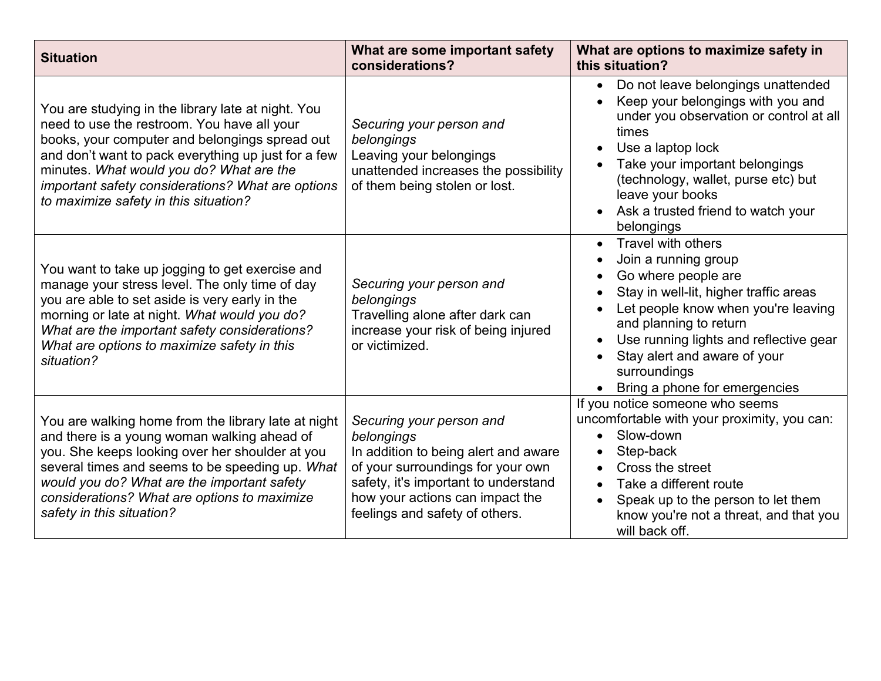| Situation | What are some important safety considerations? | What are options to maximize safety in this situation? |
|---|---|---|
| You are studying in the library late at night. You need to use the restroom. You have all your books, your computer and belongings spread out and don't want to pack everything up just for a few minutes. *What would you do? What are the important safety considerations? What are options to maximize safety in this situation?* | *Securing your person and belongings*<br>Leaving your belongings unattended increases the possibility of them being stolen or lost. | • Do not leave belongings unattended<br>• Keep your belongings with you and under you observation or control at all times<br>• Use a laptop lock<br>• Take your important belongings (technology, wallet, purse etc) but leave your books<br>• Ask a trusted friend to watch your belongings |
| You want to take up jogging to get exercise and manage your stress level. The only time of day you are able to set aside is very early in the morning or late at night. *What would you do? What are the important safety considerations? What are options to maximize safety in this situation?* | *Securing your person and belongings*<br>Travelling alone after dark can increase your risk of being injured or victimized. | • Travel with others<br>• Join a running group<br>• Go where people are<br>• Stay in well-lit, higher traffic areas<br>• Let people know when you're leaving and planning to return<br>• Use running lights and reflective gear<br>• Stay alert and aware of your surroundings<br>• Bring a phone for emergencies |
| You are walking home from the library late at night and there is a young woman walking ahead of you. She keeps looking over her shoulder at you several times and seems to be speeding up. *What would you do? What are the important safety considerations? What are options to maximize safety in this situation?* | *Securing your person and belongings*<br>In addition to being alert and aware of your surroundings for your own safety, it's important to understand how your actions can impact the feelings and safety of others. | If you notice someone who seems uncomfortable with your proximity, you can:<br>• Slow-down<br>• Step-back<br>• Cross the street<br>• Take a different route<br>• Speak up to the person to let them know you're not a threat, and that you will back off. |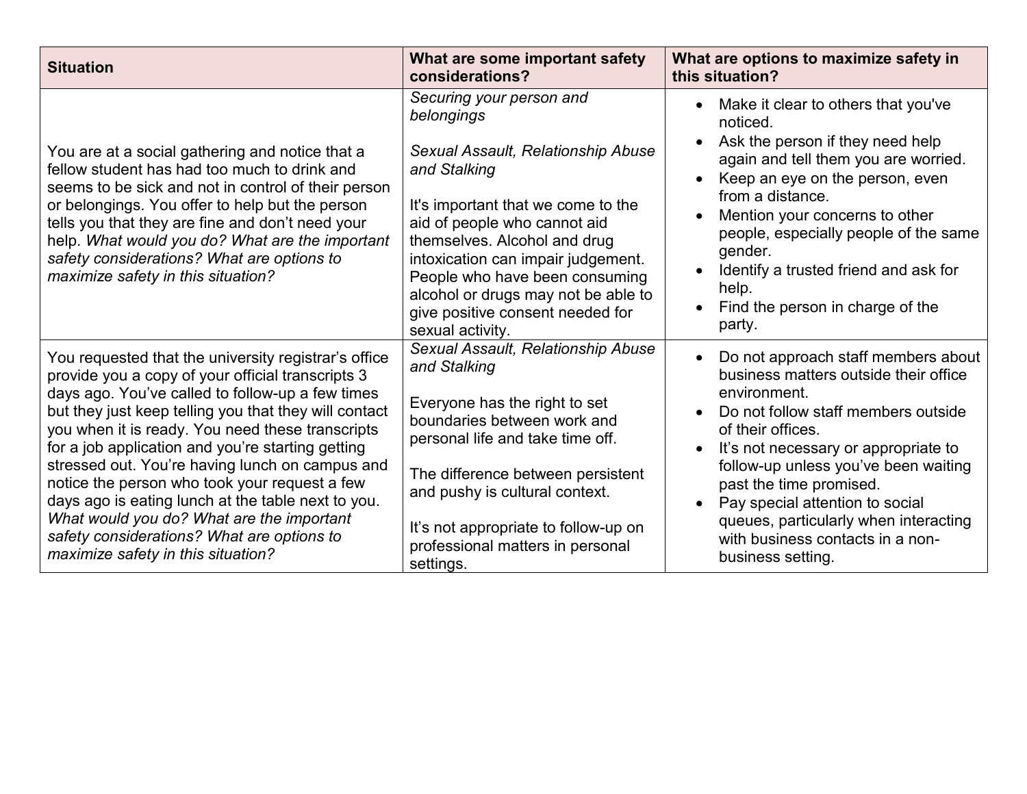| Situation | What are some important safety considerations? | What are options to maximize safety in this situation? |
| --- | --- | --- |
| You are at a social gathering and notice that a fellow student has had too much to drink and seems to be sick and not in control of their person or belongings. You offer to help but the person tells you that they are fine and don't need your help. *What would you do? What are the important safety considerations? What are options to maximize safety in this situation?* | *Securing your person and belongings*<br><br>*Sexual Assault, Relationship Abuse and Stalking*<br><br>It's important that we come to the aid of people who cannot aid themselves. Alcohol and drug intoxication can impair judgement. People who have been consuming alcohol or drugs may not be able to give positive consent needed for sexual activity. | • Make it clear to others that you've noticed.<br>• Ask the person if they need help again and tell them you are worried.<br>• Keep an eye on the person, even from a distance.<br>• Mention your concerns to other people, especially people of the same gender.<br>• Identify a trusted friend and ask for help.<br>• Find the person in charge of the party. |
| You requested that the university registrar's office provide you a copy of your official transcripts 3 days ago. You've called to follow-up a few times but they just keep telling you that they will contact you when it is ready. You need these transcripts for a job application and you're starting getting stressed out. You're having lunch on campus and notice the person who took your request a few days ago is eating lunch at the table next to you. *What would you do? What are the important safety considerations? What are options to maximize safety in this situation?* | *Sexual Assault, Relationship Abuse and Stalking*<br><br>Everyone has the right to set boundaries between work and personal life and take time off.<br><br>The difference between persistent and pushy is cultural context.<br><br>It's not appropriate to follow-up on professional matters in personal settings. | • Do not approach staff members about business matters outside their office environment.<br>• Do not follow staff members outside of their offices.<br>• It's not necessary or appropriate to follow-up unless you've been waiting past the time promised.<br>• Pay special attention to social queues, particularly when interacting with business contacts in a non-business setting. |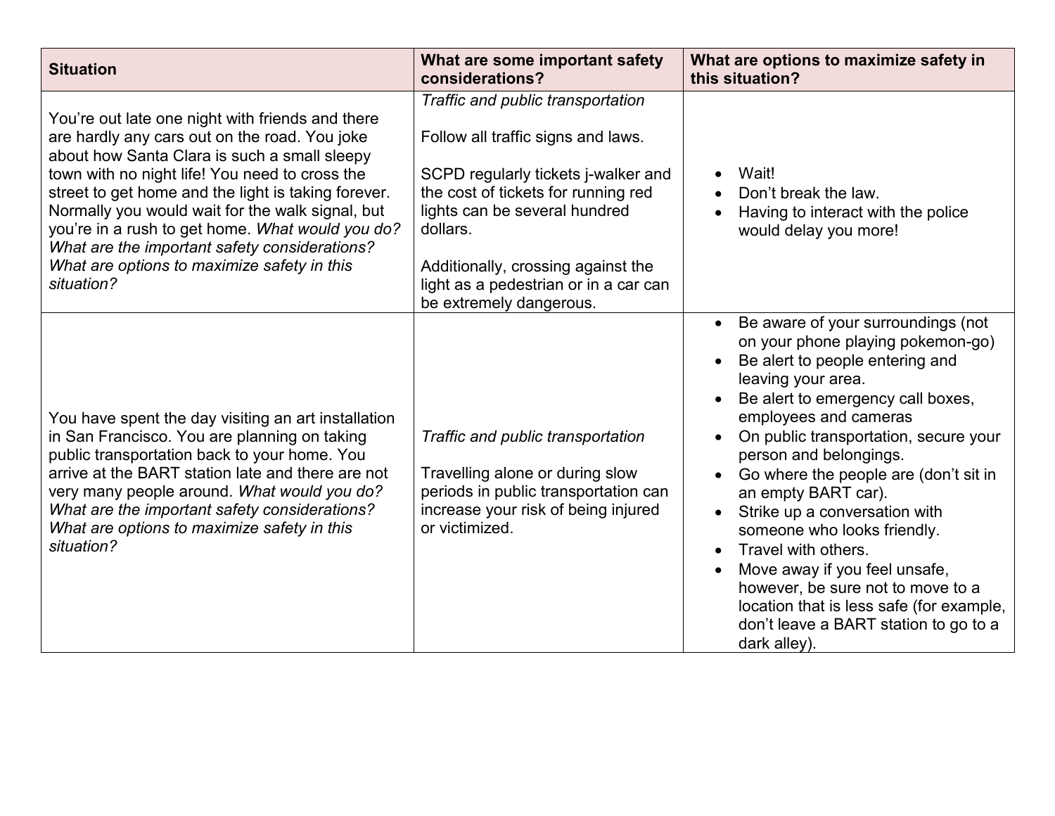| Situation | What are some important safety considerations? | What are options to maximize safety in this situation? |
|---|---|---|
| You're out late one night with friends and there are hardly any cars out on the road. You joke about how Santa Clara is such a small sleepy town with no night life! You need to cross the street to get home and the light is taking forever. Normally you would wait for the walk signal, but you're in a rush to get home. *What would you do? What are the important safety considerations? What are options to maximize safety in this situation?* | *Traffic and public transportation*<br><br>Follow all traffic signs and laws.<br><br>SCPD regularly tickets j-walker and the cost of tickets for running red lights can be several hundred dollars.<br><br>Additionally, crossing against the light as a pedestrian or in a car can be extremely dangerous. | • Wait!<br>• Don't break the law.<br>• Having to interact with the police would delay you more! |
| You have spent the day visiting an art installation in San Francisco. You are planning on taking public transportation back to your home. You arrive at the BART station late and there are not very many people around. *What would you do? What are the important safety considerations? What are options to maximize safety in this situation?* | *Traffic and public transportation*<br><br>Travelling alone or during slow periods in public transportation can increase your risk of being injured or victimized. | • Be aware of your surroundings (not on your phone playing pokemon-go)<br>• Be alert to people entering and leaving your area.<br>• Be alert to emergency call boxes, employees and cameras<br>• On public transportation, secure your person and belongings.<br>• Go where the people are (don't sit in an empty BART car).<br>• Strike up a conversation with someone who looks friendly.<br>• Travel with others.<br>• Move away if you feel unsafe, however, be sure not to move to a location that is less safe (for example, don't leave a BART station to go to a dark alley). |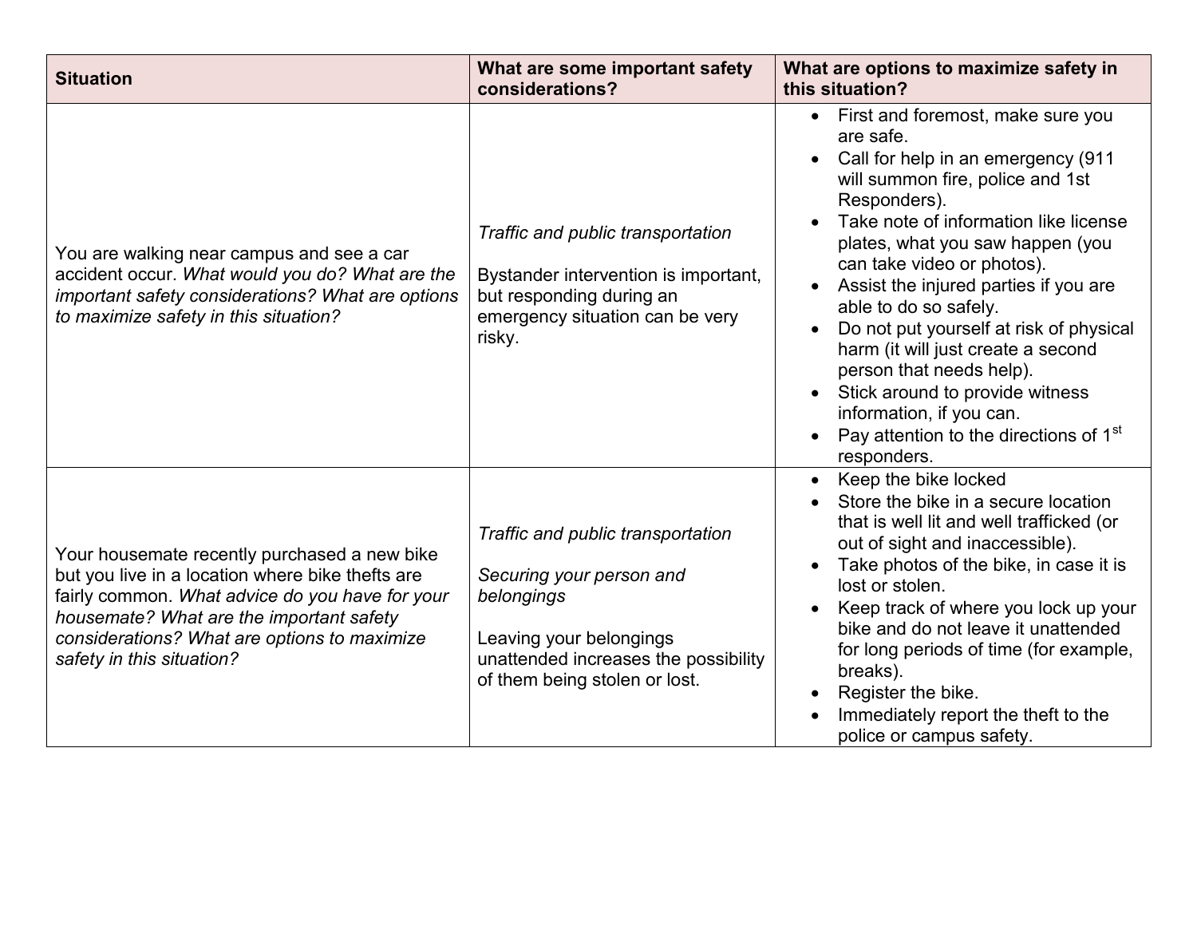| Situation | What are some important safety considerations? | What are options to maximize safety in this situation? |
| --- | --- | --- |
| You are walking near campus and see a car accident occur. *What would you do? What are the important safety considerations? What are options to maximize safety in this situation?* | *Traffic and public transportation*<br><br>Bystander intervention is important, but responding during an emergency situation can be very risky. | • First and foremost, make sure you are safe.<br>• Call for help in an emergency (911 will summon fire, police and 1st Responders).<br>• Take note of information like license plates, what you saw happen (you can take video or photos).<br>• Assist the injured parties if you are able to do so safely.<br>• Do not put yourself at risk of physical harm (it will just create a second person that needs help).<br>• Stick around to provide witness information, if you can.<br>• Pay attention to the directions of 1st responders. |
| Your housemate recently purchased a new bike but you live in a location where bike thefts are fairly common. *What advice do you have for your housemate? What are the important safety considerations? What are options to maximize safety in this situation?* | *Traffic and public transportation*<br><br>*Securing your person and belongings*<br><br>Leaving your belongings unattended increases the possibility of them being stolen or lost. | • Keep the bike locked<br>• Store the bike in a secure location that is well lit and well trafficked (or out of sight and inaccessible).<br>• Take photos of the bike, in case it is lost or stolen.<br>• Keep track of where you lock up your bike and do not leave it unattended for long periods of time (for example, breaks).<br>• Register the bike.<br>• Immediately report the theft to the police or campus safety. |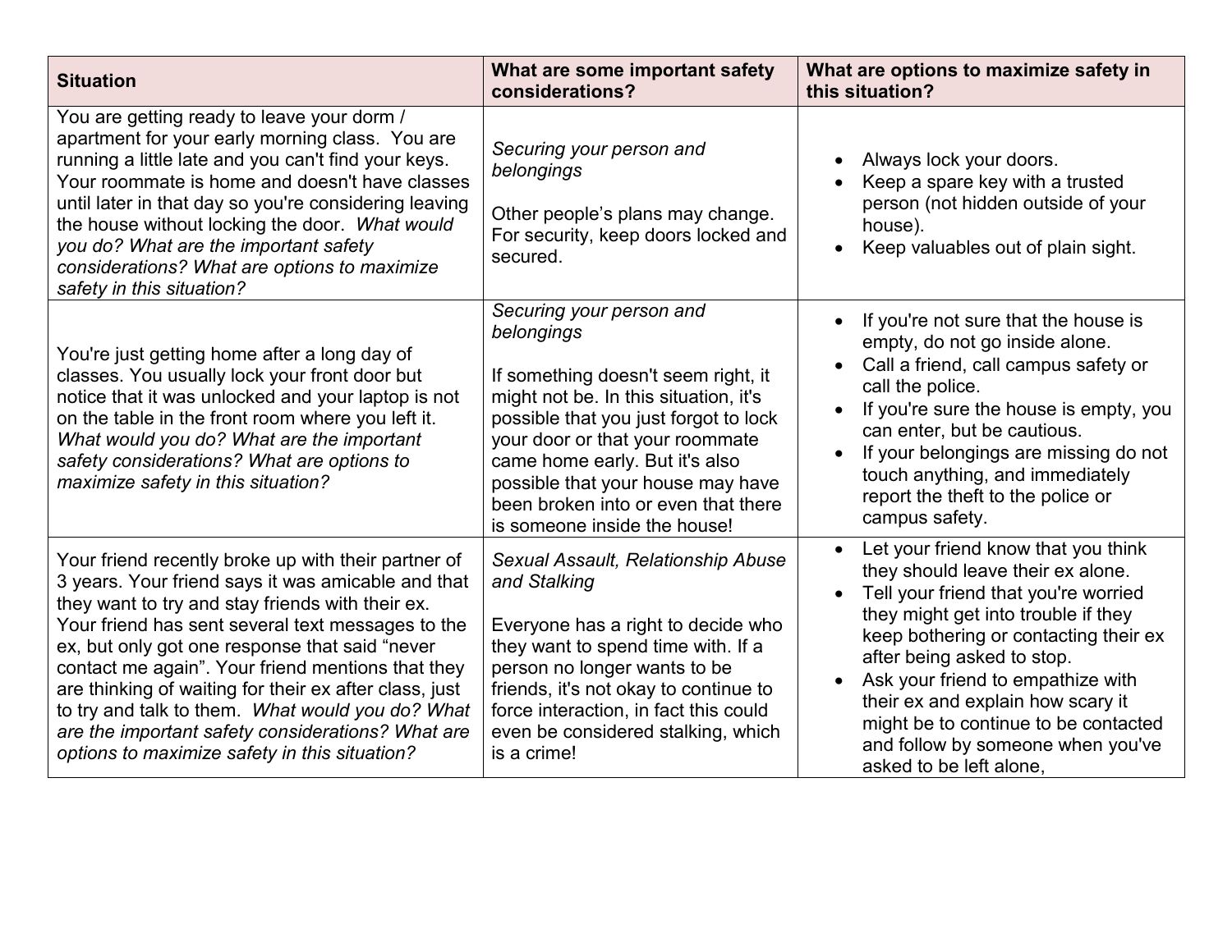| Situation | What are some important safety considerations? | What are options to maximize safety in this situation? |
|---|---|---|
| You are getting ready to leave your dorm / apartment for your early morning class. You are running a little late and you can't find your keys. Your roommate is home and doesn't have classes until later in that day so you're considering leaving the house without locking the door. *What would you do? What are the important safety considerations? What are options to maximize safety in this situation?* | *Securing your person and belongings*<br><br>Other people's plans may change. For security, keep doors locked and secured. | • Always lock your doors.<br>• Keep a spare key with a trusted person (not hidden outside of your house).<br>• Keep valuables out of plain sight. |
| You're just getting home after a long day of classes. You usually lock your front door but notice that it was unlocked and your laptop is not on the table in the front room where you left it. *What would you do? What are the important safety considerations? What are options to maximize safety in this situation?* | *Securing your person and belongings*<br><br>If something doesn't seem right, it might not be. In this situation, it's possible that you just forgot to lock your door or that your roommate came home early. But it's also possible that your house may have been broken into or even that there is someone inside the house! | • If you're not sure that the house is empty, do not go inside alone.<br>• Call a friend, call campus safety or call the police.<br>• If you're sure the house is empty, you can enter, but be cautious.<br>• If your belongings are missing do not touch anything, and immediately report the theft to the police or campus safety. |
| Your friend recently broke up with their partner of 3 years. Your friend says it was amicable and that they want to try and stay friends with their ex. Your friend has sent several text messages to the ex, but only got one response that said "never contact me again". Your friend mentions that they are thinking of waiting for their ex after class, just to try and talk to them. *What would you do? What are the important safety considerations? What are options to maximize safety in this situation?* | *Sexual Assault, Relationship Abuse and Stalking*<br><br>Everyone has a right to decide who they want to spend time with. If a person no longer wants to be friends, it's not okay to continue to force interaction, in fact this could even be considered stalking, which is a crime! | • Let your friend know that you think they should leave their ex alone.<br>• Tell your friend that you're worried they might get into trouble if they keep bothering or contacting their ex after being asked to stop.<br>• Ask your friend to empathize with their ex and explain how scary it might be to continue to be contacted and follow by someone when you've asked to be left alone, |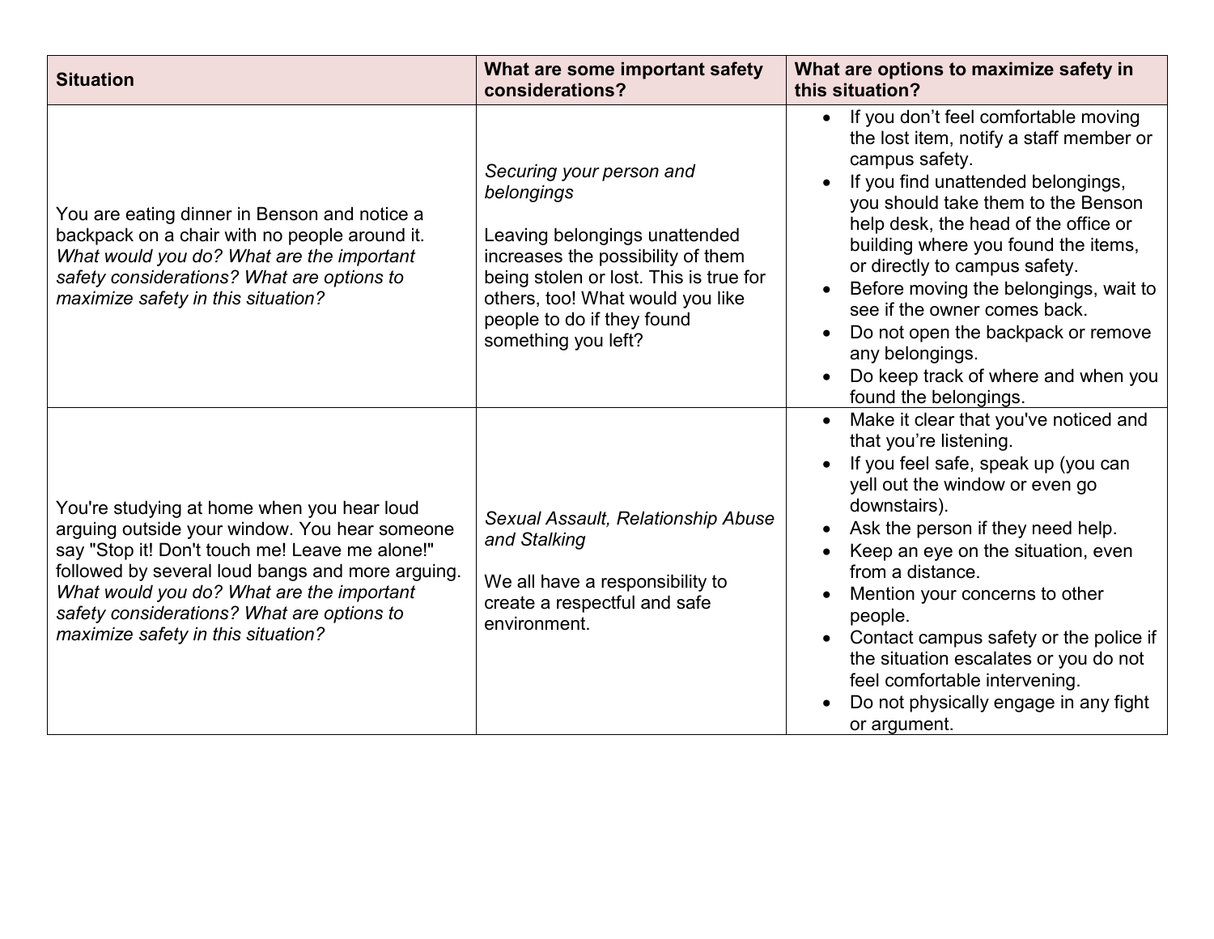| Situation | What are some important safety considerations? | What are options to maximize safety in this situation? |
|---|---|---|
| You are eating dinner in Benson and notice a backpack on a chair with no people around it. *What would you do? What are the important safety considerations? What are options to maximize safety in this situation?* | *Securing your person and belongings*<br><br>Leaving belongings unattended increases the possibility of them being stolen or lost. This is true for others, too! What would you like people to do if they found something you left? | • If you don't feel comfortable moving the lost item, notify a staff member or campus safety.<br>• If you find unattended belongings, you should take them to the Benson help desk, the head of the office or building where you found the items, or directly to campus safety.<br>• Before moving the belongings, wait to see if the owner comes back.<br>• Do not open the backpack or remove any belongings.<br>• Do keep track of where and when you found the belongings. |
| You're studying at home when you hear loud arguing outside your window. You hear someone say "Stop it! Don't touch me! Leave me alone!" followed by several loud bangs and more arguing. *What would you do? What are the important safety considerations? What are options to maximize safety in this situation?* | *Sexual Assault, Relationship Abuse and Stalking*<br><br>We all have a responsibility to create a respectful and safe environment. | • Make it clear that you've noticed and that you're listening.<br>• If you feel safe, speak up (you can yell out the window or even go downstairs).<br>• Ask the person if they need help.<br>• Keep an eye on the situation, even from a distance.<br>• Mention your concerns to other people.<br>• Contact campus safety or the police if the situation escalates or you do not feel comfortable intervening.<br>• Do not physically engage in any fight or argument. |